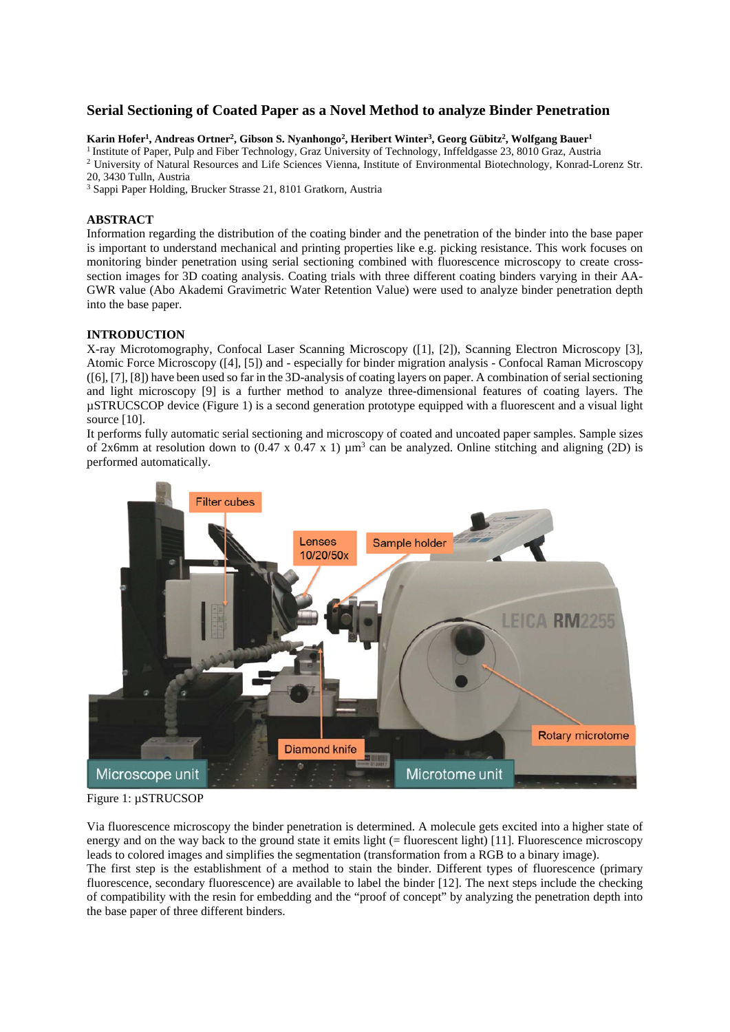# Serial Sectioning of Coated Paper as a Novel Method to analyze Binder Penetration

**Karin Hofer[1], Andreas Ortner[2], Gibson S. Nyanhongo[2], Heribert Winter[3], Georg Gübitz[2], Wolfgang Bauer[1]**

[1] Institute of Paper, Pulp and Fiber Technology, Graz University of Technology, Inffeldgasse 23, 8010 Graz, Austria

[2] University of Natural Resources and Life Sciences Vienna, Institute of Environmental Biotechnology, Konrad-Lorenz Str. 20, 3430 Tulln, Austria

[3] Sappi Paper Holding, Brucker Strasse 21, 8101 Gratkorn, Austria

## ABSTRACT

Information regarding the distribution of the coating binder and the penetration of the binder into the base paper is important to understand mechanical and printing properties like e.g. picking resistance. This work focuses on monitoring binder penetration using serial sectioning combined with fluorescence microscopy to create cross-section images for 3D coating analysis. Coating trials with three different coating binders varying in their AA-GWR value (Abo Akademi Gravimetric Water Retention Value) were used to analyze binder penetration depth into the base paper.

## INTRODUCTION

X-ray Microtomography, Confocal Laser Scanning Microscopy ([1], [2]), Scanning Electron Microscopy [3], Atomic Force Microscopy ([4], [5]) and - especially for binder migration analysis - Confocal Raman Microscopy ([6], [7], [8]) have been used so far in the 3D-analysis of coating layers on paper. A combination of serial sectioning and light microscopy [9] is a further method to analyze three-dimensional features of coating layers. The µSTRUCSCOP device (Figure 1) is a second generation prototype equipped with a fluorescent and a visual light source [10].

It performs fully automatic serial sectioning and microscopy of coated and uncoated paper samples. Sample sizes of 2x6mm at resolution down to (0.47 x 0.47 x 1) µm³ can be analyzed. Online stitching and aligning (2D) is performed automatically.

Figure 1: µSTRUCSOP

Via fluorescence microscopy the binder penetration is determined. A molecule gets excited into a higher state of energy and on the way back to the ground state it emits light (= fluorescent light) [11]. Fluorescence microscopy leads to colored images and simplifies the segmentation (transformation from a RGB to a binary image).

The first step is the establishment of a method to stain the binder. Different types of fluorescence (primary fluorescence, secondary fluorescence) are available to label the binder [12]. The next steps include the checking of compatibility with the resin for embedding and the "proof of concept" by analyzing the penetration depth into the base paper of three different binders.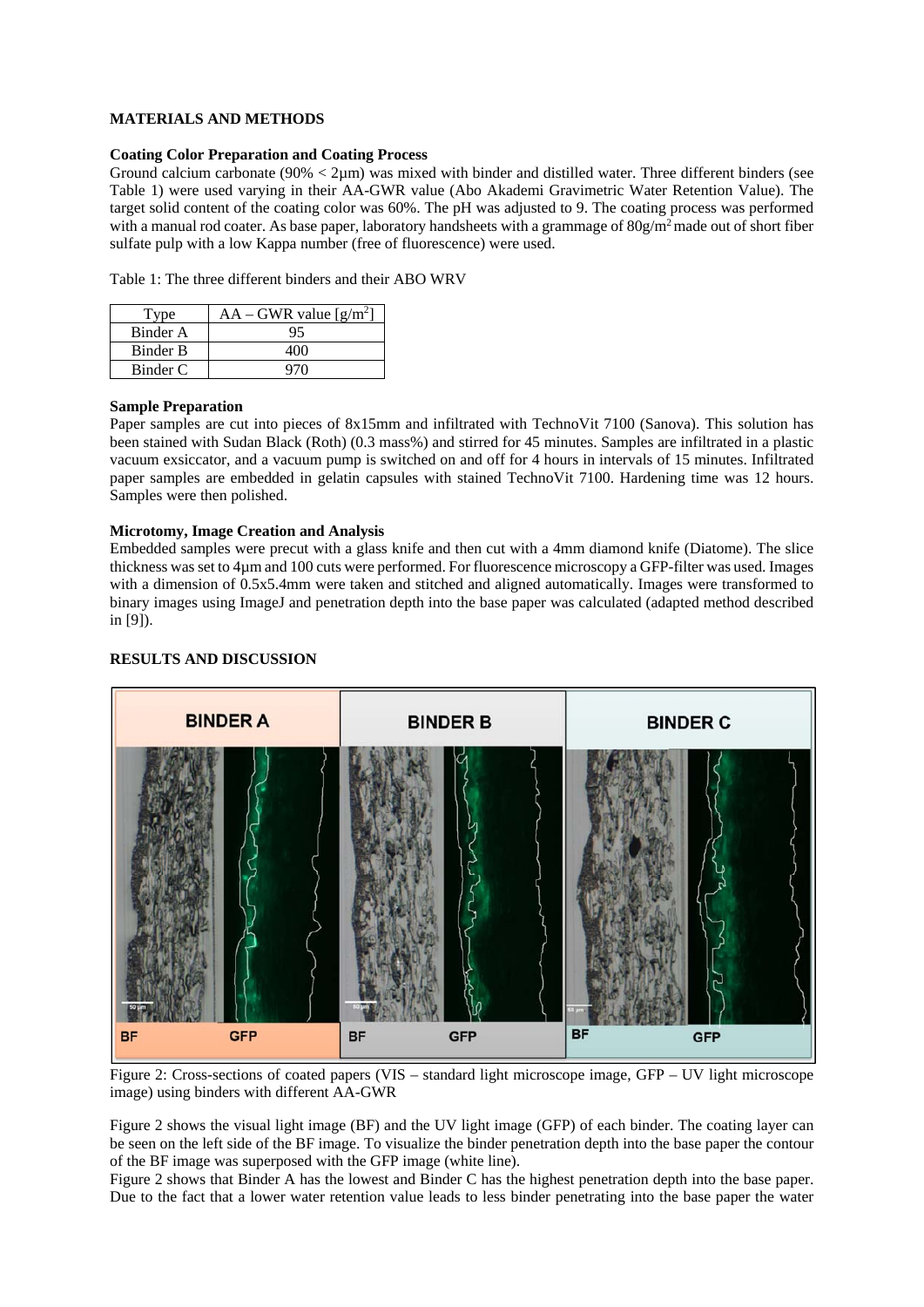## MATERIALS AND METHODS

### Coating Color Preparation and Coating Process

Ground calcium carbonate (90% < 2µm) was mixed with binder and distilled water. Three different binders (see Table 1) were used varying in their AA-GWR value (Abo Akademi Gravimetric Water Retention Value). The target solid content of the coating color was 60%. The pH was adjusted to 9. The coating process was performed with a manual rod coater. As base paper, laboratory handsheets with a grammage of 80g/m$^2$ made out of short fiber sulfate pulp with a low Kappa number (free of fluorescence) were used.

Table 1: The three different binders and their ABO WRV

| Type | AA – GWR value [g/m$^2$] |
|---|---|
| Binder A | 95 |
| Binder B | 400 |
| Binder C | 970 |

### Sample Preparation

Paper samples are cut into pieces of 8x15mm and infiltrated with TechnoVit 7100 (Sanova). This solution has been stained with Sudan Black (Roth) (0.3 mass%) and stirred for 45 minutes. Samples are infiltrated in a plastic vacuum exsiccator, and a vacuum pump is switched on and off for 4 hours in intervals of 15 minutes. Infiltrated paper samples are embedded in gelatin capsules with stained TechnoVit 7100. Hardening time was 12 hours. Samples were then polished.

### Microtomy, Image Creation and Analysis

Embedded samples were precut with a glass knife and then cut with a 4mm diamond knife (Diatome). The slice thickness was set to 4µm and 100 cuts were performed. For fluorescence microscopy a GFP-filter was used. Images with a dimension of 0.5x5.4mm were taken and stitched and aligned automatically. Images were transformed to binary images using ImageJ and penetration depth into the base paper was calculated (adapted method described in [9]).

## RESULTS AND DISCUSSION

Figure 2: Cross-sections of coated papers (VIS – standard light microscope image, GFP – UV light microscope image) using binders with different AA-GWR

Figure 2 shows the visual light image (BF) and the UV light image (GFP) of each binder. The coating layer can be seen on the left side of the BF image. To visualize the binder penetration depth into the base paper the contour of the BF image was superposed with the GFP image (white line).

Figure 2 shows that Binder A has the lowest and Binder C has the highest penetration depth into the base paper. Due to the fact that a lower water retention value leads to less binder penetrating into the base paper the water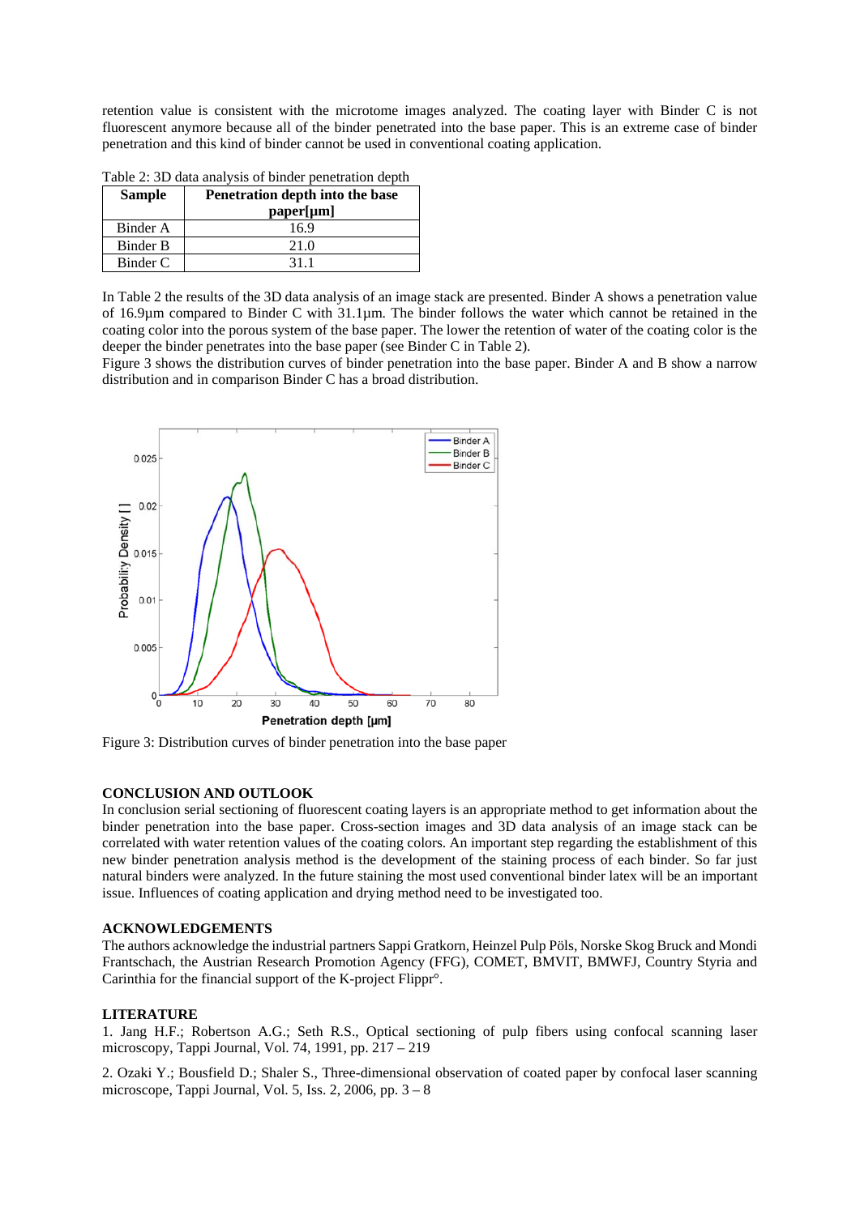retention value is consistent with the microtome images analyzed. The coating layer with Binder C is not fluorescent anymore because all of the binder penetrated into the base paper. This is an extreme case of binder penetration and this kind of binder cannot be used in conventional coating application.

Table 2: 3D data analysis of binder penetration depth

| Sample | Penetration depth into the base paper[µm] |
|---|---|
| Binder A | 16.9 |
| Binder B | 21.0 |
| Binder C | 31.1 |

In Table 2 the results of the 3D data analysis of an image stack are presented. Binder A shows a penetration value of 16.9µm compared to Binder C with 31.1µm. The binder follows the water which cannot be retained in the coating color into the porous system of the base paper. The lower the retention of water of the coating color is the deeper the binder penetrates into the base paper (see Binder C in Table 2).
Figure 3 shows the distribution curves of binder penetration into the base paper. Binder A and B show a narrow distribution and in comparison Binder C has a broad distribution.

Figure 3: Distribution curves of binder penetration into the base paper

## CONCLUSION AND OUTLOOK

In conclusion serial sectioning of fluorescent coating layers is an appropriate method to get information about the binder penetration into the base paper. Cross-section images and 3D data analysis of an image stack can be correlated with water retention values of the coating colors. An important step regarding the establishment of this new binder penetration analysis method is the development of the staining process of each binder. So far just natural binders were analyzed. In the future staining the most used conventional binder latex will be an important issue. Influences of coating application and drying method need to be investigated too.

## ACKNOWLEDGEMENTS

The authors acknowledge the industrial partners Sappi Gratkorn, Heinzel Pulp Pöls, Norske Skog Bruck and Mondi Frantschach, the Austrian Research Promotion Agency (FFG), COMET, BMVIT, BMWFJ, Country Styria and Carinthia for the financial support of the K-project Flippr°.

## LITERATURE

1. Jang H.F.; Robertson A.G.; Seth R.S., Optical sectioning of pulp fibers using confocal scanning laser microscopy, Tappi Journal, Vol. 74, 1991, pp. 217 – 219

2. Ozaki Y.; Bousfield D.; Shaler S., Three-dimensional observation of coated paper by confocal laser scanning microscope, Tappi Journal, Vol. 5, Iss. 2, 2006, pp. 3 – 8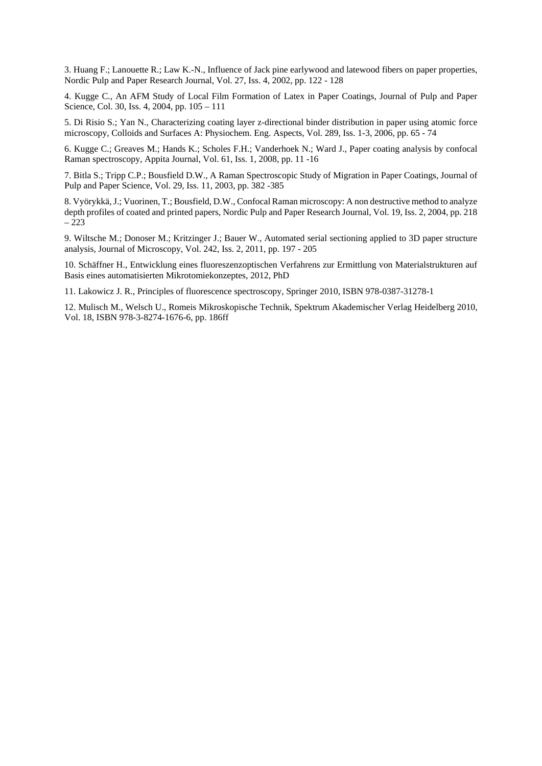3. Huang F.; Lanouette R.; Law K.-N., Influence of Jack pine earlywood and latewood fibers on paper properties, Nordic Pulp and Paper Research Journal, Vol. 27, Iss. 4, 2002, pp. 122 - 128

4. Kugge C., An AFM Study of Local Film Formation of Latex in Paper Coatings, Journal of Pulp and Paper Science, Col. 30, Iss. 4, 2004, pp. 105 – 111

5. Di Risio S.; Yan N., Characterizing coating layer z-directional binder distribution in paper using atomic force microscopy, Colloids and Surfaces A: Physiochem. Eng. Aspects, Vol. 289, Iss. 1-3, 2006, pp. 65 - 74

6. Kugge C.; Greaves M.; Hands K.; Scholes F.H.; Vanderhoek N.; Ward J., Paper coating analysis by confocal Raman spectroscopy, Appita Journal, Vol. 61, Iss. 1, 2008, pp. 11 -16

7. Bitla S.; Tripp C.P.; Bousfield D.W., A Raman Spectroscopic Study of Migration in Paper Coatings, Journal of Pulp and Paper Science, Vol. 29, Iss. 11, 2003, pp. 382 -385

8. Vyörykkä, J.; Vuorinen, T.; Bousfield, D.W., Confocal Raman microscopy: A non destructive method to analyze depth profiles of coated and printed papers, Nordic Pulp and Paper Research Journal, Vol. 19, Iss. 2, 2004, pp. 218 – 223

9. Wiltsche M.; Donoser M.; Kritzinger J.; Bauer W., Automated serial sectioning applied to 3D paper structure analysis, Journal of Microscopy, Vol. 242, Iss. 2, 2011, pp. 197 - 205

10. Schäffner H., Entwicklung eines fluoreszenzoptischen Verfahrens zur Ermittlung von Materialstrukturen auf Basis eines automatisierten Mikrotomiekonzeptes, 2012, PhD

11. Lakowicz J. R., Principles of fluorescence spectroscopy, Springer 2010, ISBN 978-0387-31278-1

12. Mulisch M., Welsch U., Romeis Mikroskopische Technik, Spektrum Akademischer Verlag Heidelberg 2010, Vol. 18, ISBN 978-3-8274-1676-6, pp. 186ff